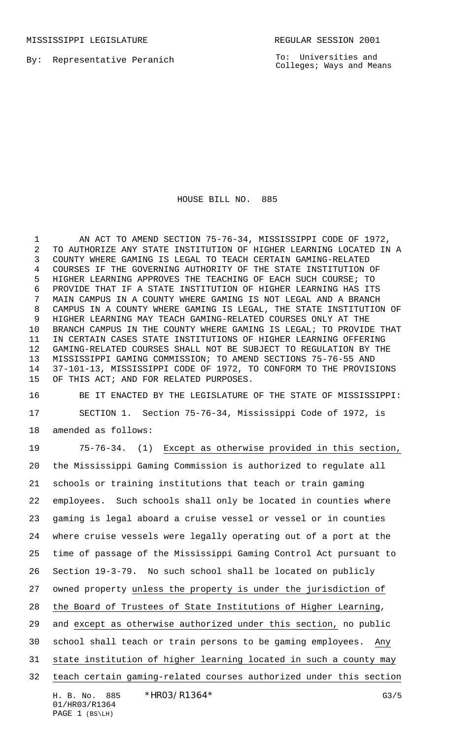MISSISSIPPI LEGISLATURE REGULAR SESSION 2001

By: Representative Peranich

To: Universities and Colleges; Ways and Means

# HOUSE BILL NO. 885

AN ACT TO AMEND SECTION 75-76-34, MISSISSIPPI CODE OF 1972, TO AUTHORIZE ANY STATE INSTITUTION OF HIGHER LEARNING LOCATED IN A COUNTY WHERE GAMING IS LEGAL TO TEACH CERTAIN GAMING-RELATED COURSES IF THE GOVERNING AUTHORITY OF THE STATE INSTITUTION OF HIGHER LEARNING APPROVES THE TEACHING OF EACH SUCH COURSE; TO PROVIDE THAT IF A STATE INSTITUTION OF HIGHER LEARNING HAS ITS MAIN CAMPUS IN A COUNTY WHERE GAMING IS NOT LEGAL AND A BRANCH CAMPUS IN A COUNTY WHERE GAMING IS LEGAL, THE STATE INSTITUTION OF HIGHER LEARNING MAY TEACH GAMING-RELATED COURSES ONLY AT THE BRANCH CAMPUS IN THE COUNTY WHERE GAMING IS LEGAL; TO PROVIDE THAT IN CERTAIN CASES STATE INSTITUTIONS OF HIGHER LEARNING OFFERING GAMING-RELATED COURSES SHALL NOT BE SUBJECT TO REGULATION BY THE MISSISSIPPI GAMING COMMISSION; TO AMEND SECTIONS 75-76-55 AND 37-101-13, MISSISSIPPI CODE OF 1972, TO CONFORM TO THE PROVISIONS OF THIS ACT; AND FOR RELATED PURPOSES.

BE IT ENACTED BY THE LEGISLATURE OF THE STATE OF MISSISSIPPI:

SECTION 1. Section 75-76-34, Mississippi Code of 1972, is amended as follows:

75-76-34. (1) Except as otherwise provided in this section, the Mississippi Gaming Commission is authorized to regulate all schools or training institutions that teach or train gaming employees. Such schools shall only be located in counties where gaming is legal aboard a cruise vessel or vessel or in counties where cruise vessels were legally operating out of a port at the time of passage of the Mississippi Gaming Control Act pursuant to Section 19-3-79. No such school shall be located on publicly owned property unless the property is under the jurisdiction of the Board of Trustees of State Institutions of Higher Learning, and except as otherwise authorized under this section, no public school shall teach or train persons to be gaming employees. Any state institution of higher learning located in such a county may teach certain gaming-related courses authorized under this section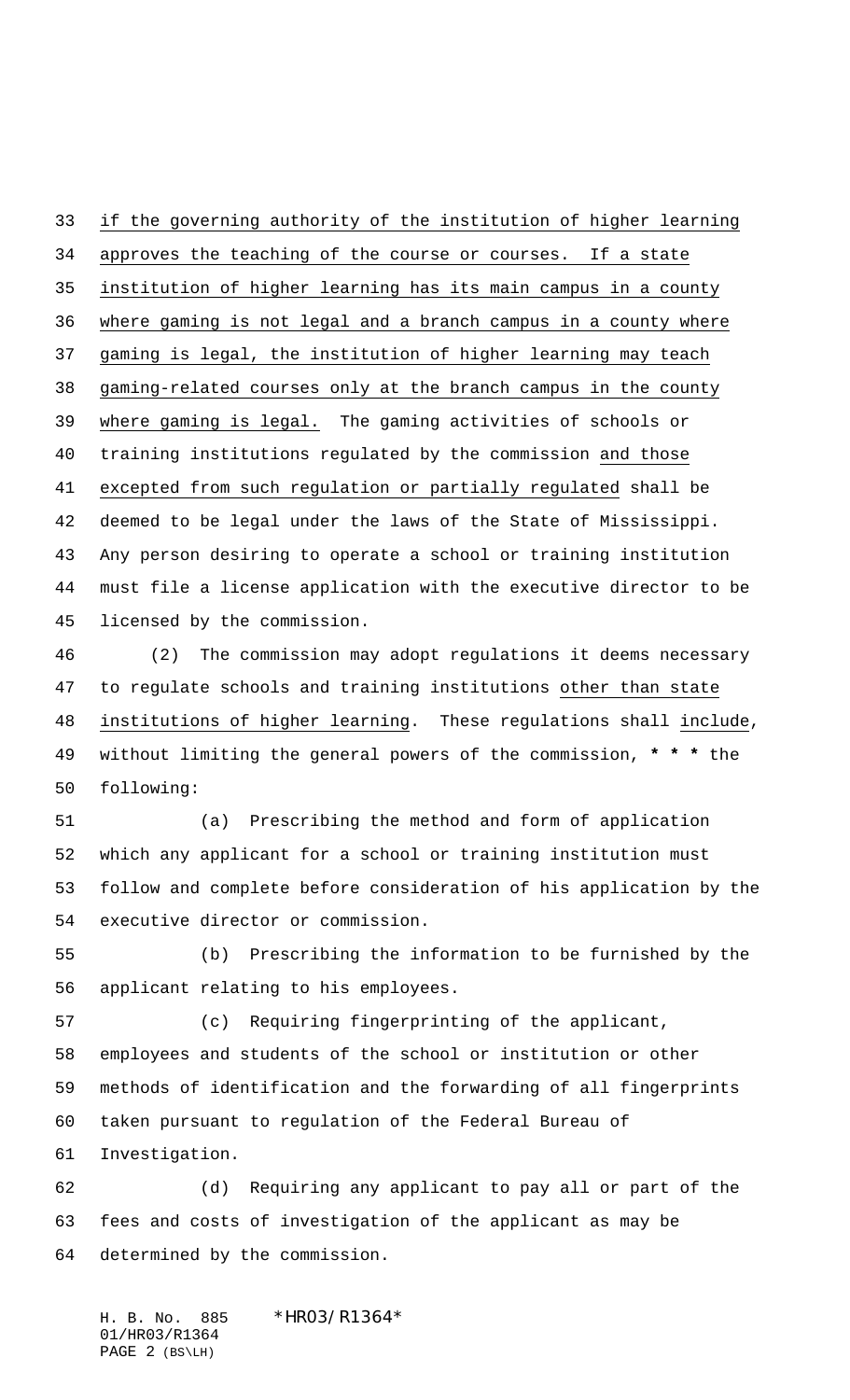if the governing authority of the institution of higher learning approves the teaching of the course or courses. If a state institution of higher learning has its main campus in a county where gaming is not legal and a branch campus in a county where gaming is legal, the institution of higher learning may teach gaming-related courses only at the branch campus in the county where gaming is legal. The gaming activities of schools or training institutions regulated by the commission and those excepted from such regulation or partially regulated shall be deemed to be legal under the laws of the State of Mississippi. Any person desiring to operate a school or training institution must file a license application with the executive director to be licensed by the commission.

(2) The commission may adopt regulations it deems necessary to regulate schools and training institutions other than state institutions of higher learning. These regulations shall include, without limiting the general powers of the commission, **\* \* \*** the following:

(a) Prescribing the method and form of application which any applicant for a school or training institution must follow and complete before consideration of his application by the executive director or commission.

(b) Prescribing the information to be furnished by the applicant relating to his employees.

(c) Requiring fingerprinting of the applicant, employees and students of the school or institution or other methods of identification and the forwarding of all fingerprints taken pursuant to regulation of the Federal Bureau of Investigation.

(d) Requiring any applicant to pay all or part of the fees and costs of investigation of the applicant as may be determined by the commission.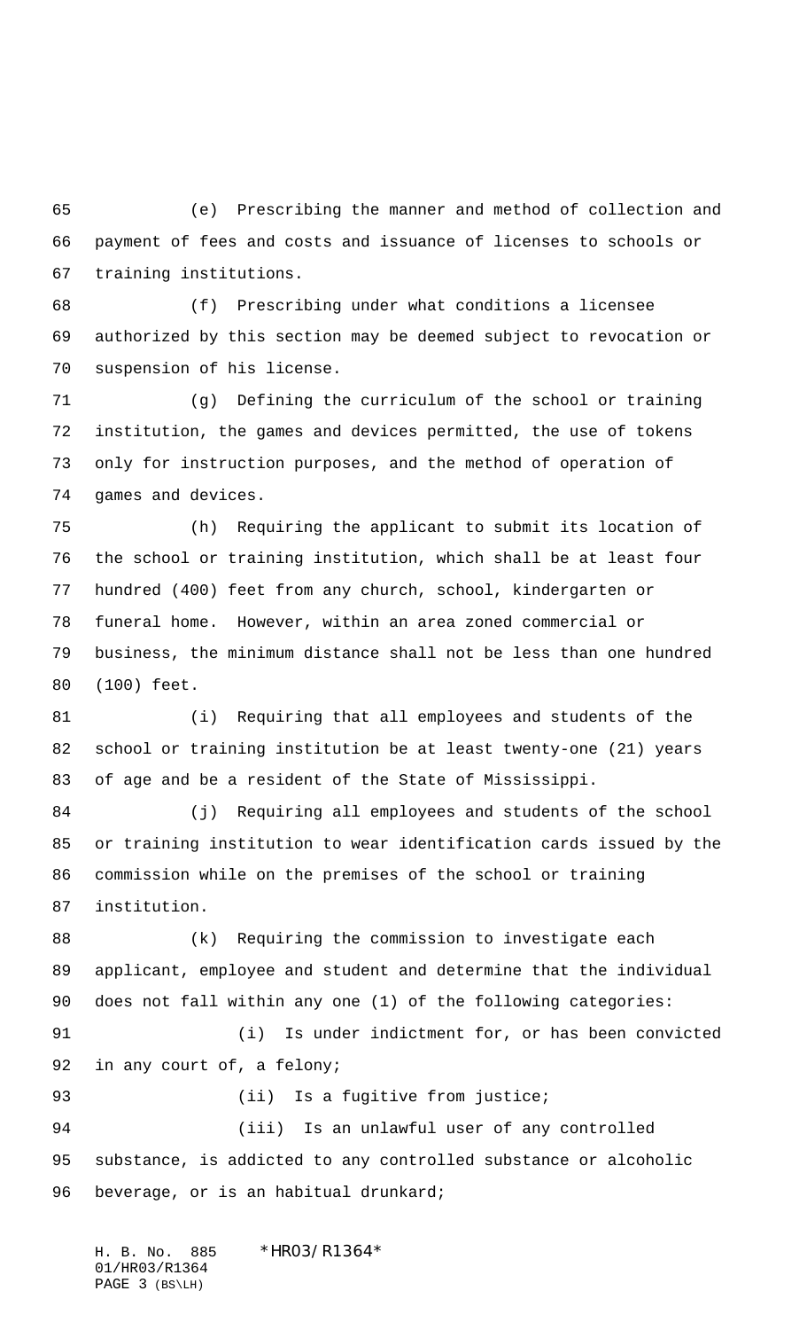(e) Prescribing the manner and method of collection and payment of fees and costs and issuance of licenses to schools or training institutions.

(f) Prescribing under what conditions a licensee authorized by this section may be deemed subject to revocation or suspension of his license.

(g) Defining the curriculum of the school or training institution, the games and devices permitted, the use of tokens only for instruction purposes, and the method of operation of games and devices.

(h) Requiring the applicant to submit its location of the school or training institution, which shall be at least four hundred (400) feet from any church, school, kindergarten or funeral home. However, within an area zoned commercial or business, the minimum distance shall not be less than one hundred (100) feet.

(i) Requiring that all employees and students of the school or training institution be at least twenty-one (21) years of age and be a resident of the State of Mississippi.

(j) Requiring all employees and students of the school or training institution to wear identification cards issued by the commission while on the premises of the school or training institution.

(k) Requiring the commission to investigate each applicant, employee and student and determine that the individual does not fall within any one (1) of the following categories:

(i) Is under indictment for, or has been convicted in any court of, a felony;

(ii) Is a fugitive from justice;

(iii) Is an unlawful user of any controlled substance, is addicted to any controlled substance or alcoholic beverage, or is an habitual drunkard;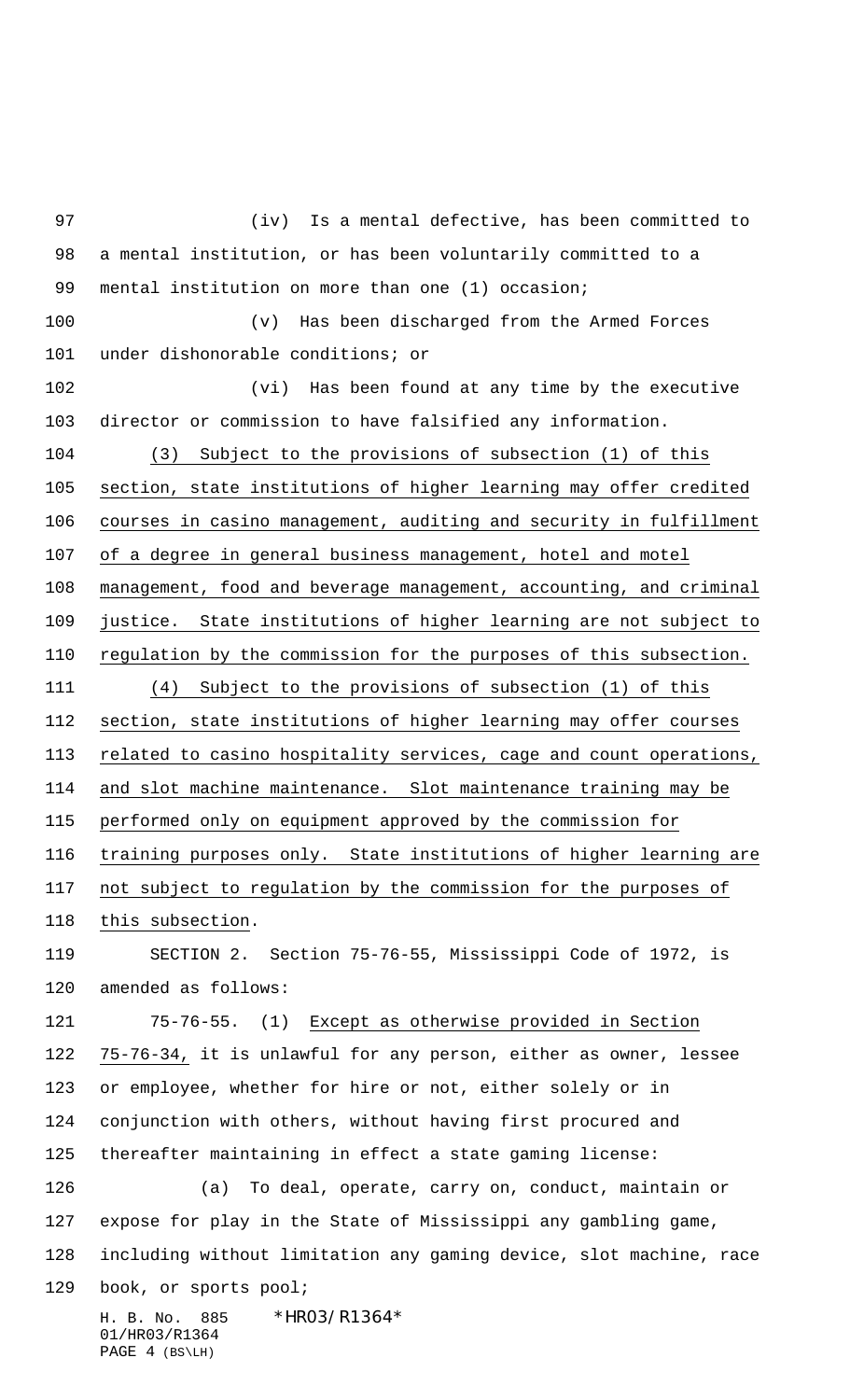(iv) Is a mental defective, has been committed to a mental institution, or has been voluntarily committed to a mental institution on more than one (1) occasion;

(v) Has been discharged from the Armed Forces under dishonorable conditions; or

(vi) Has been found at any time by the executive director or commission to have falsified any information.

(3) Subject to the provisions of subsection (1) of this section, state institutions of higher learning may offer credited courses in casino management, auditing and security in fulfillment of a degree in general business management, hotel and motel management, food and beverage management, accounting, and criminal justice. State institutions of higher learning are not subject to regulation by the commission for the purposes of this subsection.

(4) Subject to the provisions of subsection (1) of this section, state institutions of higher learning may offer courses related to casino hospitality services, cage and count operations, and slot machine maintenance. Slot maintenance training may be performed only on equipment approved by the commission for training purposes only. State institutions of higher learning are not subject to regulation by the commission for the purposes of this subsection.

SECTION 2. Section 75-76-55, Mississippi Code of 1972, is amended as follows:

75-76-55. (1) Except as otherwise provided in Section 75-76-34, it is unlawful for any person, either as owner, lessee or employee, whether for hire or not, either solely or in conjunction with others, without having first procured and thereafter maintaining in effect a state gaming license:

(a) To deal, operate, carry on, conduct, maintain or expose for play in the State of Mississippi any gambling game, including without limitation any gaming device, slot machine, race book, or sports pool;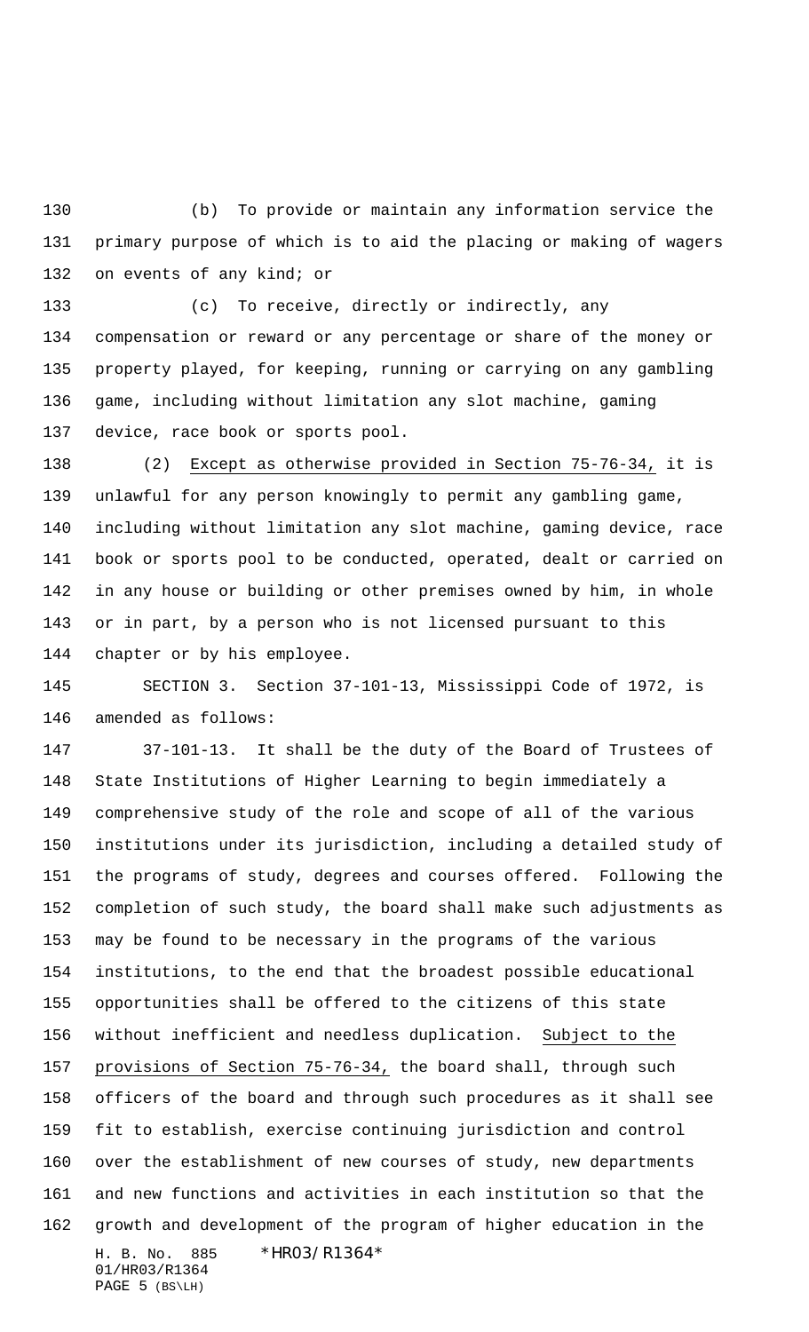(b) To provide or maintain any information service the primary purpose of which is to aid the placing or making of wagers on events of any kind; or

(c) To receive, directly or indirectly, any compensation or reward or any percentage or share of the money or property played, for keeping, running or carrying on any gambling game, including without limitation any slot machine, gaming device, race book or sports pool.

(2) Except as otherwise provided in Section 75-76-34, it is unlawful for any person knowingly to permit any gambling game, including without limitation any slot machine, gaming device, race book or sports pool to be conducted, operated, dealt or carried on in any house or building or other premises owned by him, in whole or in part, by a person who is not licensed pursuant to this chapter or by his employee.

SECTION 3. Section 37-101-13, Mississippi Code of 1972, is amended as follows:

37-101-13. It shall be the duty of the Board of Trustees of State Institutions of Higher Learning to begin immediately a comprehensive study of the role and scope of all of the various institutions under its jurisdiction, including a detailed study of the programs of study, degrees and courses offered. Following the completion of such study, the board shall make such adjustments as may be found to be necessary in the programs of the various institutions, to the end that the broadest possible educational opportunities shall be offered to the citizens of this state without inefficient and needless duplication. Subject to the provisions of Section 75-76-34, the board shall, through such officers of the board and through such procedures as it shall see fit to establish, exercise continuing jurisdiction and control over the establishment of new courses of study, new departments and new functions and activities in each institution so that the growth and development of the program of higher education in the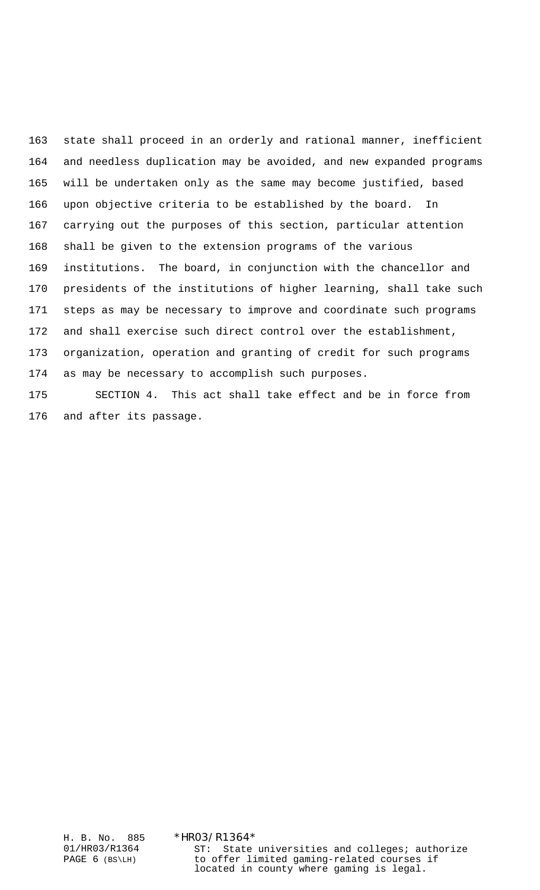state shall proceed in an orderly and rational manner, inefficient and needless duplication may be avoided, and new expanded programs will be undertaken only as the same may become justified, based upon objective criteria to be established by the board. In carrying out the purposes of this section, particular attention shall be given to the extension programs of the various institutions. The board, in conjunction with the chancellor and presidents of the institutions of higher learning, shall take such steps as may be necessary to improve and coordinate such programs and shall exercise such direct control over the establishment, organization, operation and granting of credit for such programs as may be necessary to accomplish such purposes.

SECTION 4. This act shall take effect and be in force from and after its passage.

ST: State universities and colleges; authorize to offer limited gaming-related courses if located in county where gaming is legal.